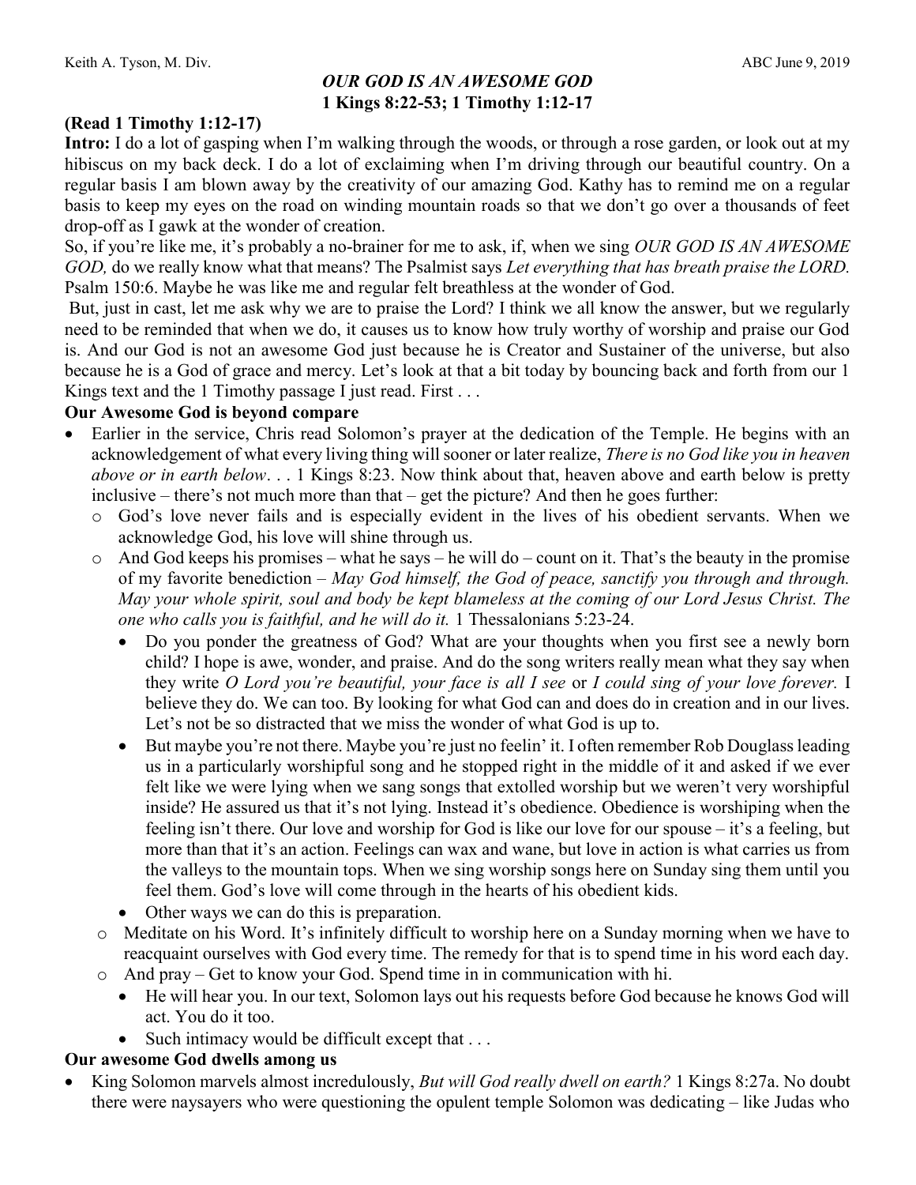Keith A. Tyson, M. Div. ABC June 9, 2019

# *OUR GOD IS AN AWESOME GOD*
## 1 Kings 8:22-53; 1 Timothy 1:12-17

**(Read 1 Timothy 1:12-17)**

**Intro:** I do a lot of gasping when I'm walking through the woods, or through a rose garden, or look out at my hibiscus on my back deck. I do a lot of exclaiming when I'm driving through our beautiful country. On a regular basis I am blown away by the creativity of our amazing God. Kathy has to remind me on a regular basis to keep my eyes on the road on winding mountain roads so that we don't go over a thousands of feet drop-off as I gawk at the wonder of creation.

So, if you're like me, it's probably a no-brainer for me to ask, if, when we sing *OUR GOD IS AN AWESOME GOD,* do we really know what that means? The Psalmist says *Let everything that has breath praise the LORD.* Psalm 150:6. Maybe he was like me and regular felt breathless at the wonder of God.

But, just in cast, let me ask why we are to praise the Lord? I think we all know the answer, but we regularly need to be reminded that when we do, it causes us to know how truly worthy of worship and praise our God is. And our God is not an awesome God just because he is Creator and Sustainer of the universe, but also because he is a God of grace and mercy. Let's look at that a bit today by bouncing back and forth from our 1 Kings text and the 1 Timothy passage I just read. First . . .

**Our Awesome God is beyond compare**

- Earlier in the service, Chris read Solomon's prayer at the dedication of the Temple. He begins with an acknowledgement of what every living thing will sooner or later realize, *There is no God like you in heaven above or in earth below*. . . 1 Kings 8:23. Now think about that, heaven above and earth below is pretty inclusive – there's not much more than that – get the picture? And then he goes further:
  - God's love never fails and is especially evident in the lives of his obedient servants. When we acknowledge God, his love will shine through us.
  - And God keeps his promises – what he says – he will do – count on it. That's the beauty in the promise of my favorite benediction – *May God himself, the God of peace, sanctify you through and through. May your whole spirit, soul and body be kept blameless at the coming of our Lord Jesus Christ. The one who calls you is faithful, and he will do it.* 1 Thessalonians 5:23-24.
    - Do you ponder the greatness of God? What are your thoughts when you first see a newly born child? I hope is awe, wonder, and praise. And do the song writers really mean what they say when they write *O Lord you're beautiful, your face is all I see* or *I could sing of your love forever.* I believe they do. We can too. By looking for what God can and does do in creation and in our lives. Let's not be so distracted that we miss the wonder of what God is up to.
    - But maybe you're not there. Maybe you're just no feelin' it. I often remember Rob Douglass leading us in a particularly worshipful song and he stopped right in the middle of it and asked if we ever felt like we were lying when we sang songs that extolled worship but we weren't very worshipful inside? He assured us that it's not lying. Instead it's obedience. Obedience is worshiping when the feeling isn't there. Our love and worship for God is like our love for our spouse – it's a feeling, but more than that it's an action. Feelings can wax and wane, but love in action is what carries us from the valleys to the mountain tops. When we sing worship songs here on Sunday sing them until you feel them. God's love will come through in the hearts of his obedient kids.
    - Other ways we can do this is preparation.
  - Meditate on his Word. It's infinitely difficult to worship here on a Sunday morning when we have to reacquaint ourselves with God every time. The remedy for that is to spend time in his word each day.
  - And pray – Get to know your God. Spend time in in communication with hi.
    - He will hear you. In our text, Solomon lays out his requests before God because he knows God will act. You do it too.
    - Such intimacy would be difficult except that . . .

**Our awesome God dwells among us**

- King Solomon marvels almost incredulously, *But will God really dwell on earth?* 1 Kings 8:27a. No doubt there were naysayers who were questioning the opulent temple Solomon was dedicating – like Judas who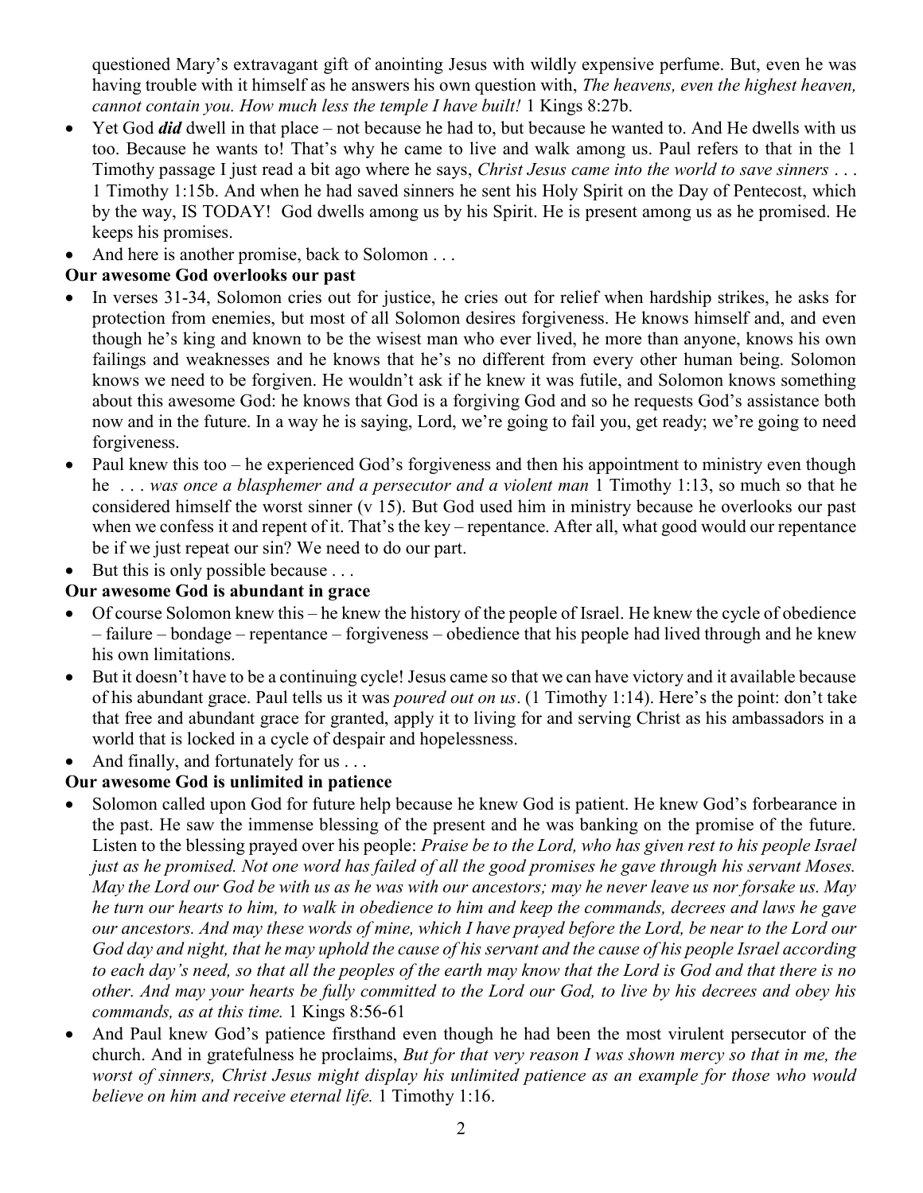questioned Mary's extravagant gift of anointing Jesus with wildly expensive perfume. But, even he was having trouble with it himself as he answers his own question with, *The heavens, even the highest heaven, cannot contain you. How much less the temple I have built!* 1 Kings 8:27b.

- Yet God ***did*** dwell in that place – not because he had to, but because he wanted to. And He dwells with us too. Because he wants to! That's why he came to live and walk among us. Paul refers to that in the 1 Timothy passage I just read a bit ago where he says, *Christ Jesus came into the world to save sinners* . . . 1 Timothy 1:15b. And when he had saved sinners he sent his Holy Spirit on the Day of Pentecost, which by the way, IS TODAY! God dwells among us by his Spirit. He is present among us as he promised. He keeps his promises.
- And here is another promise, back to Solomon . . .

**Our awesome God overlooks our past**

- In verses 31-34, Solomon cries out for justice, he cries out for relief when hardship strikes, he asks for protection from enemies, but most of all Solomon desires forgiveness. He knows himself and, and even though he's king and known to be the wisest man who ever lived, he more than anyone, knows his own failings and weaknesses and he knows that he's no different from every other human being. Solomon knows we need to be forgiven. He wouldn't ask if he knew it was futile, and Solomon knows something about this awesome God: he knows that God is a forgiving God and so he requests God's assistance both now and in the future. In a way he is saying, Lord, we're going to fail you, get ready; we're going to need forgiveness.
- Paul knew this too – he experienced God's forgiveness and then his appointment to ministry even though he . . . *was once a blasphemer and a persecutor and a violent man* 1 Timothy 1:13, so much so that he considered himself the worst sinner (v 15). But God used him in ministry because he overlooks our past when we confess it and repent of it. That's the key – repentance. After all, what good would our repentance be if we just repeat our sin? We need to do our part.
- But this is only possible because . . .

**Our awesome God is abundant in grace**

- Of course Solomon knew this – he knew the history of the people of Israel. He knew the cycle of obedience – failure – bondage – repentance – forgiveness – obedience that his people had lived through and he knew his own limitations.
- But it doesn't have to be a continuing cycle! Jesus came so that we can have victory and it available because of his abundant grace. Paul tells us it was *poured out on us*. (1 Timothy 1:14). Here's the point: don't take that free and abundant grace for granted, apply it to living for and serving Christ as his ambassadors in a world that is locked in a cycle of despair and hopelessness.
- And finally, and fortunately for us . . .

**Our awesome God is unlimited in patience**

- Solomon called upon God for future help because he knew God is patient. He knew God's forbearance in the past. He saw the immense blessing of the present and he was banking on the promise of the future. Listen to the blessing prayed over his people: *Praise be to the Lord, who has given rest to his people Israel just as he promised. Not one word has failed of all the good promises he gave through his servant Moses. May the Lord our God be with us as he was with our ancestors; may he never leave us nor forsake us. May he turn our hearts to him, to walk in obedience to him and keep the commands, decrees and laws he gave our ancestors. And may these words of mine, which I have prayed before the Lord, be near to the Lord our God day and night, that he may uphold the cause of his servant and the cause of his people Israel according to each day's need, so that all the peoples of the earth may know that the Lord is God and that there is no other. And may your hearts be fully committed to the Lord our God, to live by his decrees and obey his commands, as at this time.* 1 Kings 8:56-61
- And Paul knew God's patience firsthand even though he had been the most virulent persecutor of the church. And in gratefulness he proclaims, *But for that very reason I was shown mercy so that in me, the worst of sinners, Christ Jesus might display his unlimited patience as an example for those who would believe on him and receive eternal life.* 1 Timothy 1:16.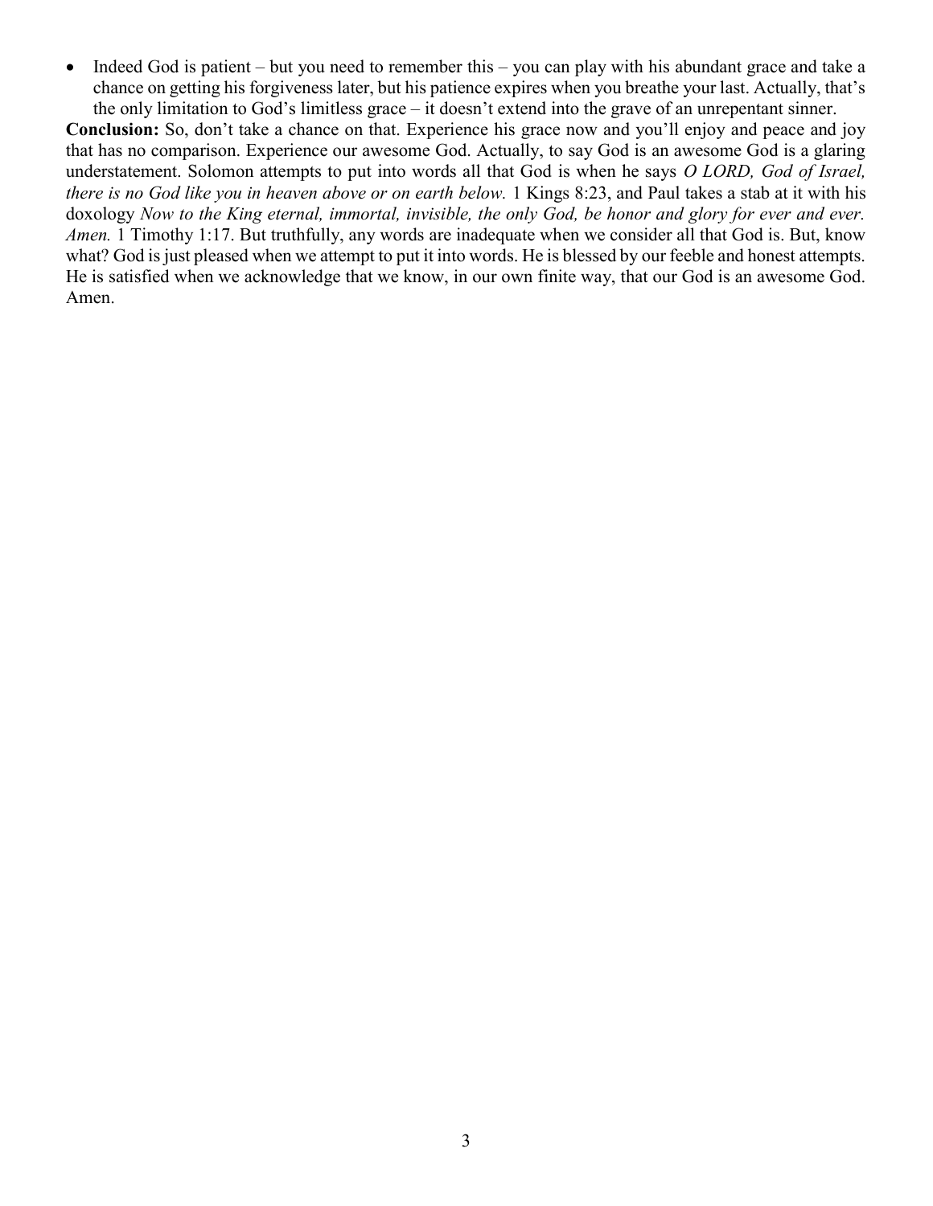- Indeed God is patient – but you need to remember this – you can play with his abundant grace and take a chance on getting his forgiveness later, but his patience expires when you breathe your last. Actually, that's the only limitation to God's limitless grace – it doesn't extend into the grave of an unrepentant sinner.

**Conclusion:** So, don't take a chance on that. Experience his grace now and you'll enjoy and peace and joy that has no comparison. Experience our awesome God. Actually, to say God is an awesome God is a glaring understatement. Solomon attempts to put into words all that God is when he says *O LORD, God of Israel, there is no God like you in heaven above or on earth below.* 1 Kings 8:23, and Paul takes a stab at it with his doxology *Now to the King eternal, immortal, invisible, the only God, be honor and glory for ever and ever. Amen.* 1 Timothy 1:17. But truthfully, any words are inadequate when we consider all that God is. But, know what? God is just pleased when we attempt to put it into words. He is blessed by our feeble and honest attempts. He is satisfied when we acknowledge that we know, in our own finite way, that our God is an awesome God. Amen.